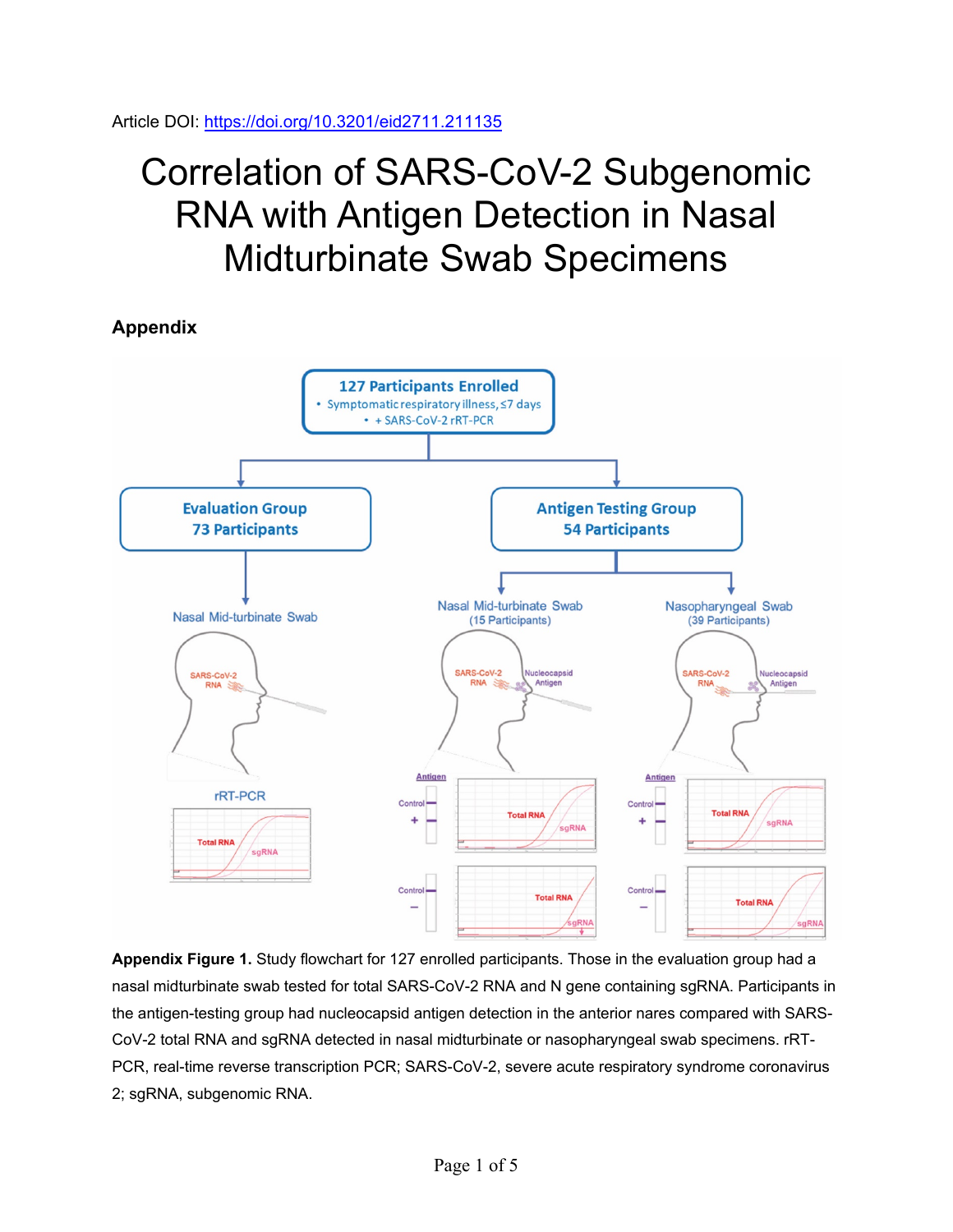Article DOI: https://doi.org/10.3201/eid2711.211135

# Correlation of SARS-CoV-2 Subgenomic RNA with Antigen Detection in Nasal Midturbinate Swab Specimens

## Appendix

**Appendix Figure 1.** Study flowchart for 127 enrolled participants. Those in the evaluation group had a nasal midturbinate swab tested for total SARS-CoV-2 RNA and N gene containing sgRNA. Participants in the antigen-testing group had nucleocapsid antigen detection in the anterior nares compared with SARS-CoV-2 total RNA and sgRNA detected in nasal midturbinate or nasopharyngeal swab specimens. rRT-PCR, real-time reverse transcription PCR; SARS-CoV-2, severe acute respiratory syndrome coronavirus 2; sgRNA, subgenomic RNA.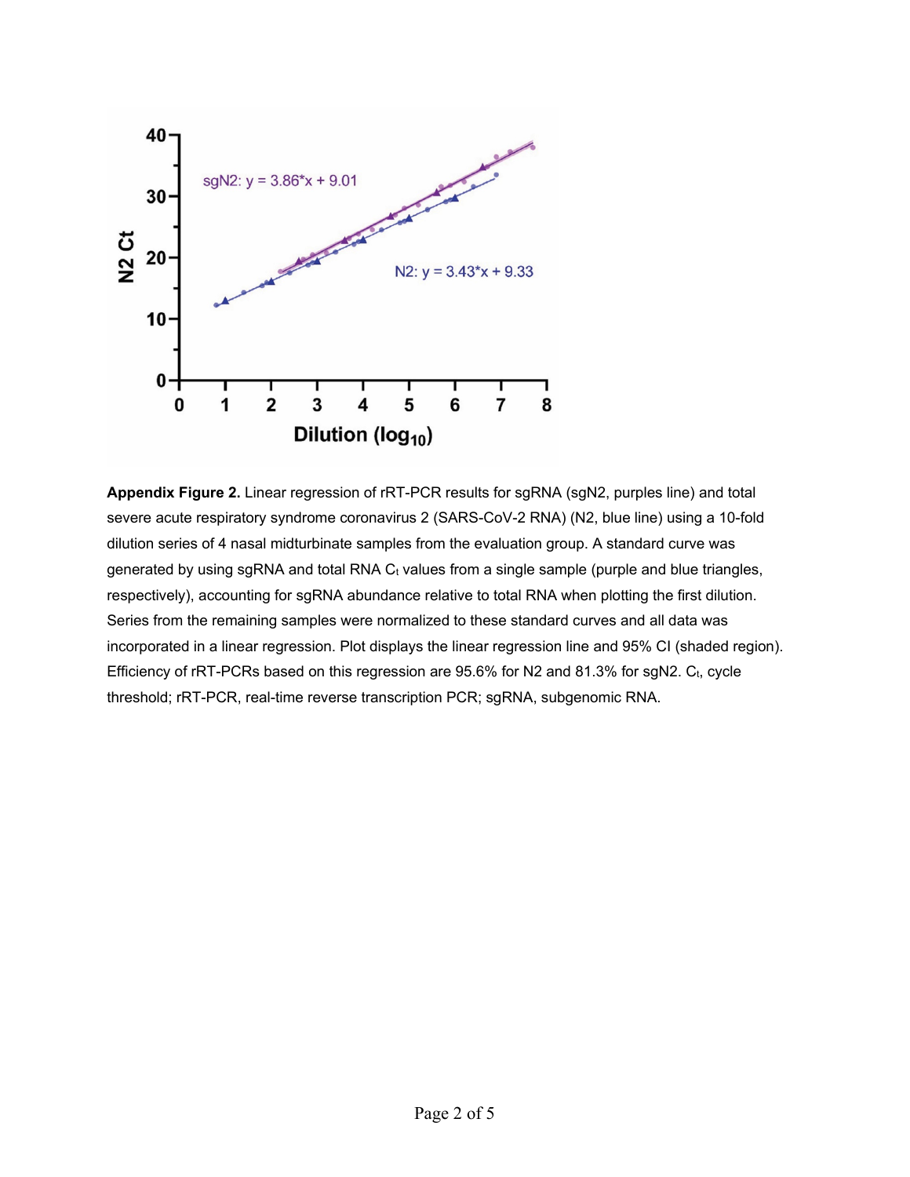**Appendix Figure 2.** Linear regression of rRT-PCR results for sgRNA (sgN2, purples line) and total severe acute respiratory syndrome coronavirus 2 (SARS-CoV-2 RNA) (N2, blue line) using a 10-fold dilution series of 4 nasal midturbinate samples from the evaluation group. A standard curve was generated by using sgRNA and total RNA $C_t$ values from a single sample (purple and blue triangles, respectively), accounting for sgRNA abundance relative to total RNA when plotting the first dilution. Series from the remaining samples were normalized to these standard curves and all data was incorporated in a linear regression. Plot displays the linear regression line and 95% CI (shaded region). Efficiency of rRT-PCRs based on this regression are 95.6% for N2 and 81.3% for sgN2. $C_t$, cycle threshold; rRT-PCR, real-time reverse transcription PCR; sgRNA, subgenomic RNA.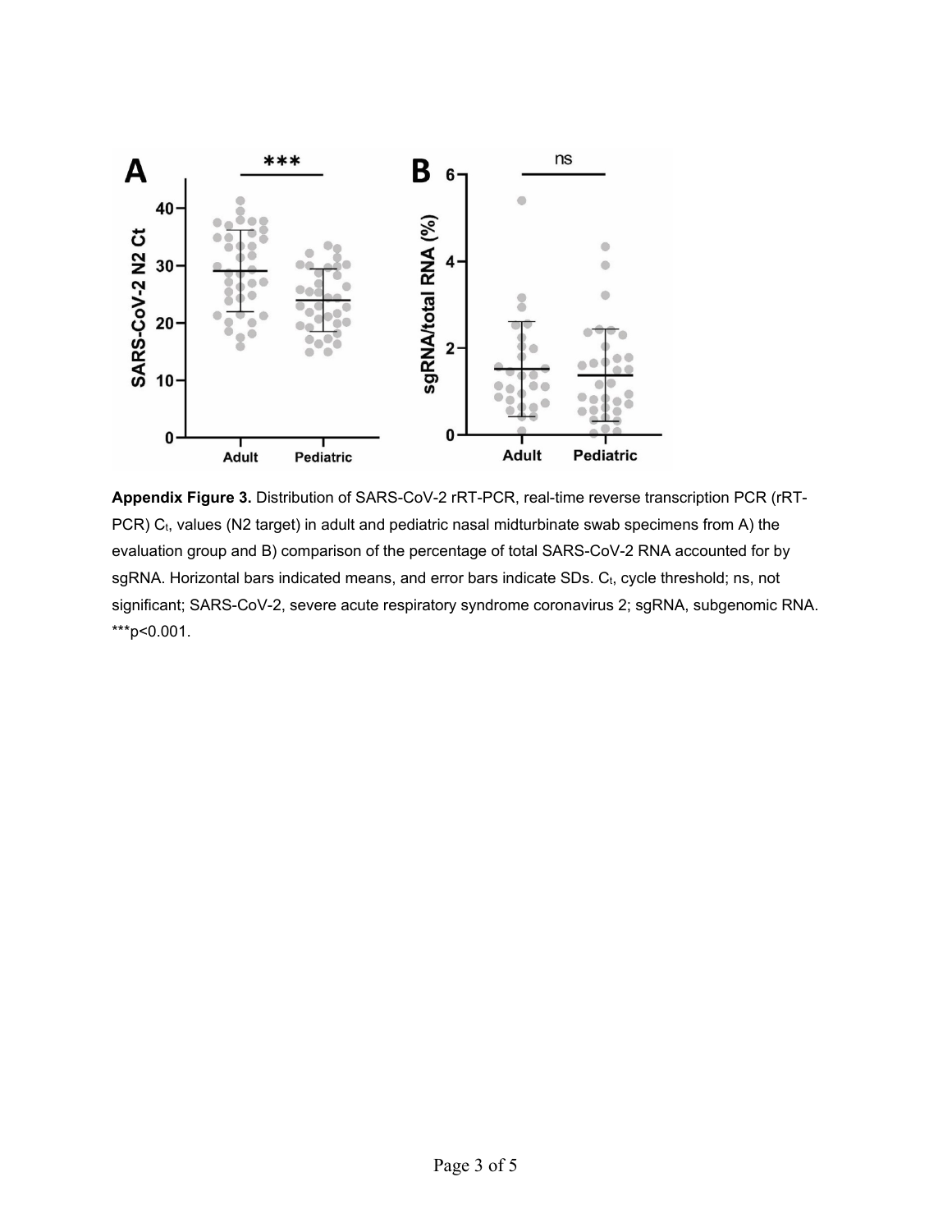**Appendix Figure 3.** Distribution of SARS-CoV-2 rRT-PCR, real-time reverse transcription PCR (rRT-PCR) $C_t$, values (N2 target) in adult and pediatric nasal midturbinate swab specimens from A) the evaluation group and B) comparison of the percentage of total SARS-CoV-2 RNA accounted for by sgRNA. Horizontal bars indicated means, and error bars indicate SDs. $C_t$, cycle threshold; ns, not significant; SARS-CoV-2, severe acute respiratory syndrome coronavirus 2; sgRNA, subgenomic RNA. ***$p<0.001$.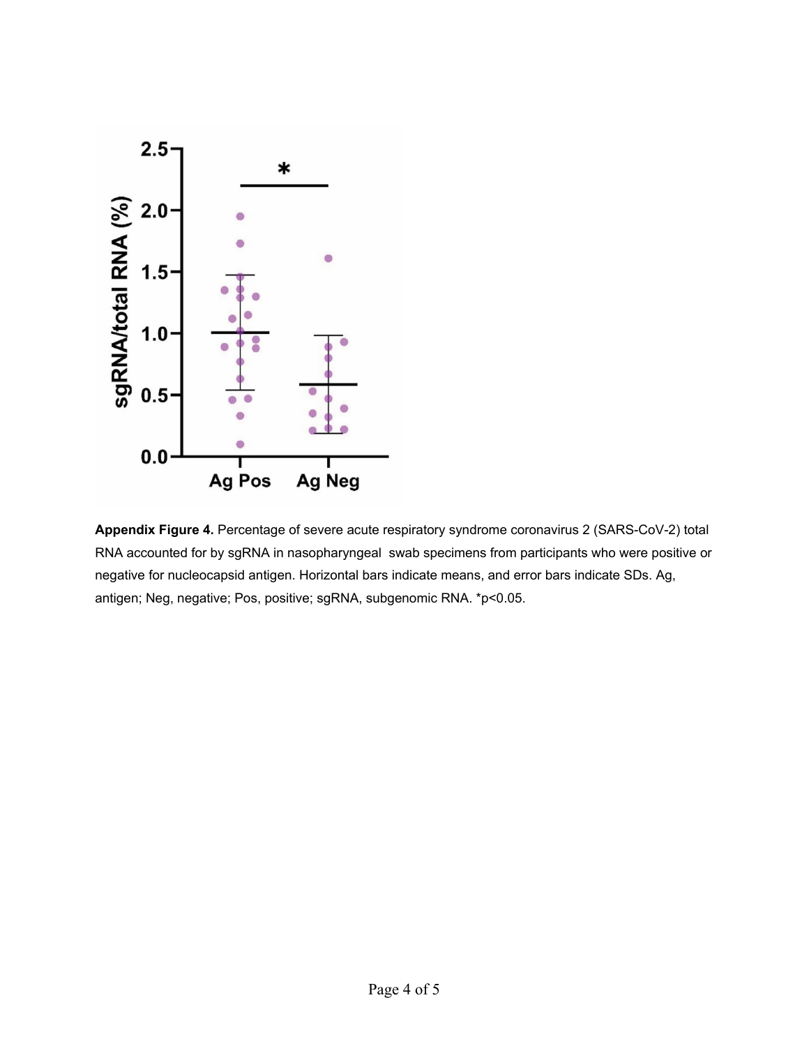**Appendix Figure 4.** Percentage of severe acute respiratory syndrome coronavirus 2 (SARS-CoV-2) total RNA accounted for by sgRNA in nasopharyngeal swab specimens from participants who were positive or negative for nucleocapsid antigen. Horizontal bars indicate means, and error bars indicate SDs. Ag, antigen; Neg, negative; Pos, positive; sgRNA, subgenomic RNA. *$p<0.05$.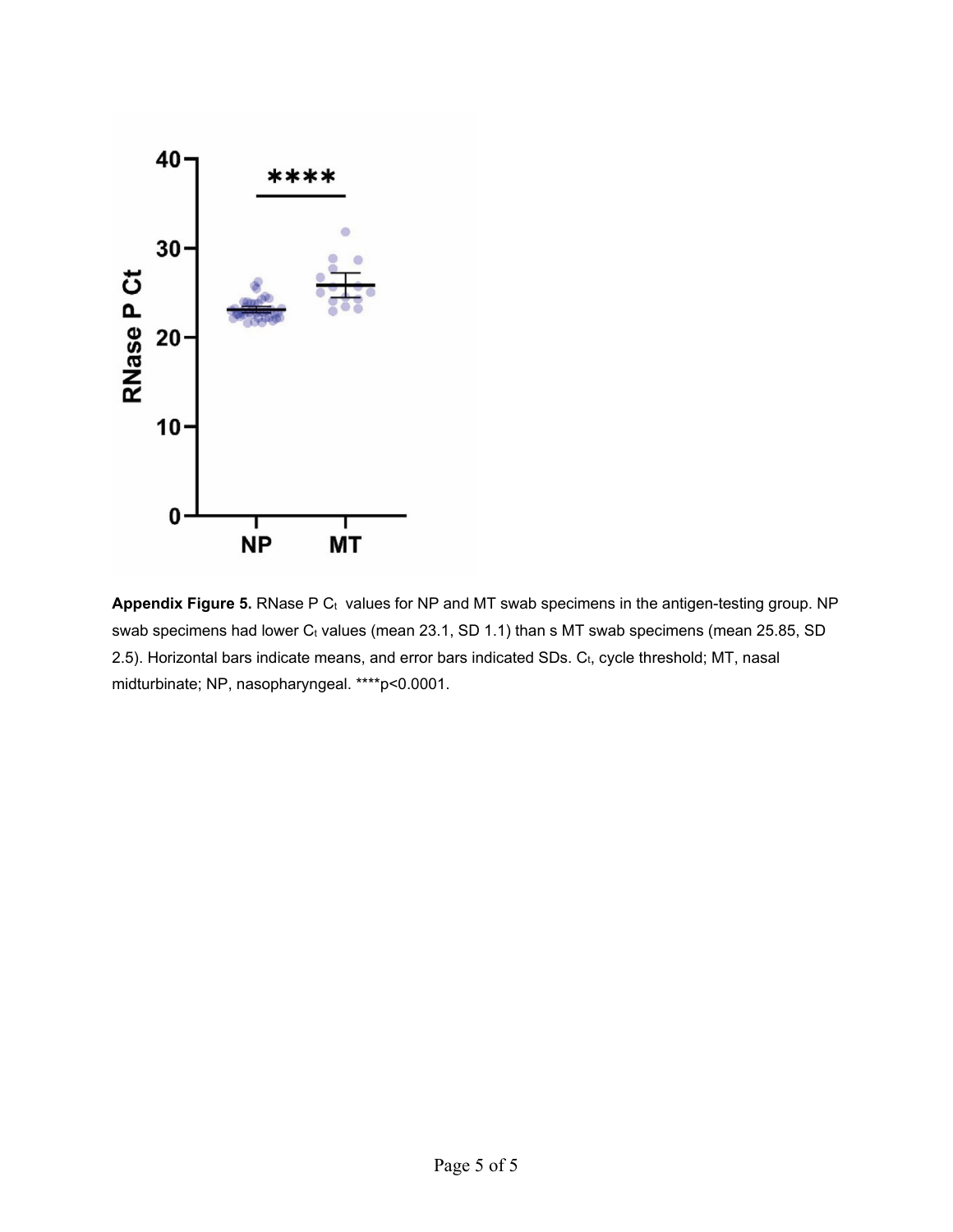40

30

20

10

0

RNase P Ct

****

NP

MT

**Appendix Figure 5.** RNase P $C_t$ values for NP and MT swab specimens in the antigen-testing group. NP swab specimens had lower $C_t$ values (mean 23.1, SD 1.1) than s MT swab specimens (mean 25.85, SD 2.5). Horizontal bars indicate means, and error bars indicated SDs. $C_t$, cycle threshold; MT, nasal midturbinate; NP, nasopharyngeal. ****p<0.0001.